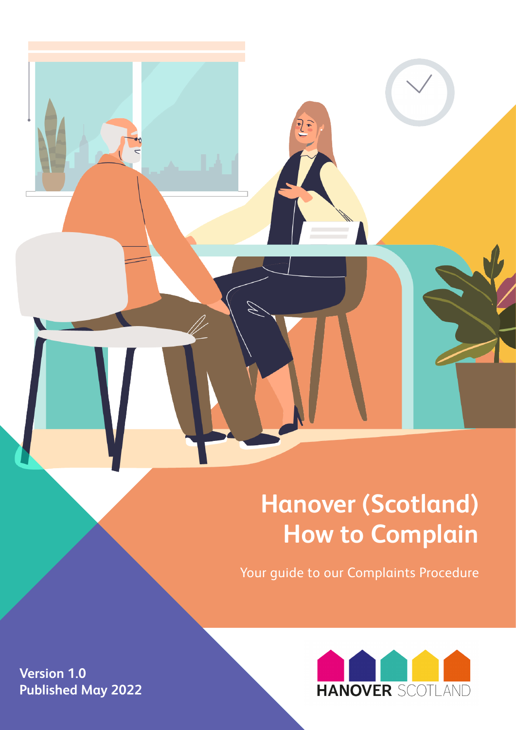# Hanover (Scotland) How to Complain

Your guide to our Complaints Procedure

**Version 1.0**
**Published May 2022**

HANOVER SCOTLAND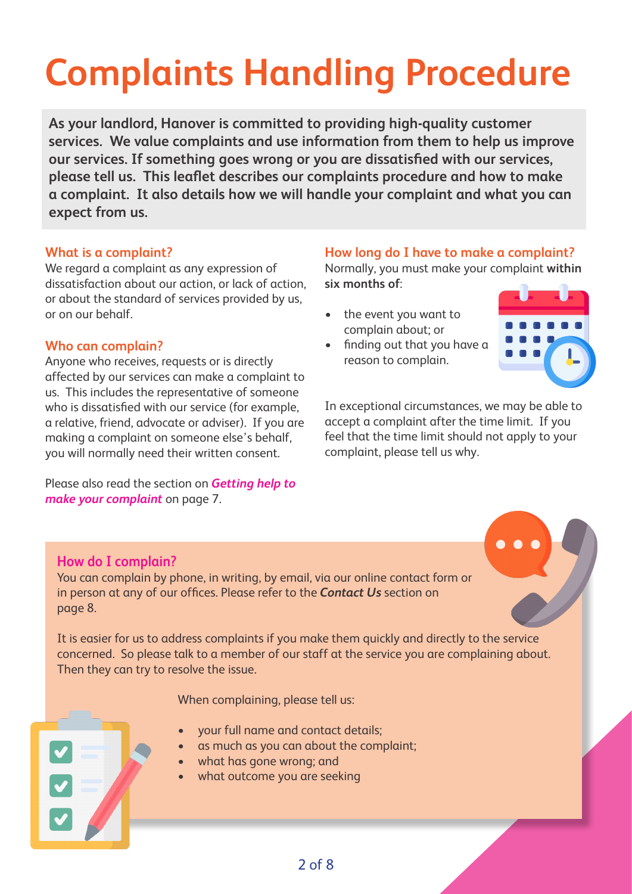# Complaints Handling Procedure

**As your landlord, Hanover is committed to providing high-quality customer services. We value complaints and use information from them to help us improve our services. If something goes wrong or you are dissatisfied with our services, please tell us. This leaflet describes our complaints procedure and how to make a complaint. It also details how we will handle your complaint and what you can expect from us.**

## What is a complaint?

We regard a complaint as any expression of dissatisfaction about our action, or lack of action, or about the standard of services provided by us, or on our behalf.

## Who can complain?

Anyone who receives, requests or is directly affected by our services can make a complaint to us. This includes the representative of someone who is dissatisfied with our service (for example, a relative, friend, advocate or adviser). If you are making a complaint on someone else's behalf, you will normally need their written consent.

Please also read the section on ***Getting help to make your complaint*** on page 7.

## How long do I have to make a complaint?

Normally, you must make your complaint **within six months of**:

- the event you want to complain about; or
- finding out that you have a reason to complain.

In exceptional circumstances, we may be able to accept a complaint after the time limit. If you feel that the time limit should not apply to your complaint, please tell us why.

## How do I complain?

You can complain by phone, in writing, by email, via our online contact form or in person at any of our offices. Please refer to the ***Contact Us*** section on page 8.

It is easier for us to address complaints if you make them quickly and directly to the service concerned. So please talk to a member of our staff at the service you are complaining about. Then they can try to resolve the issue.

When complaining, please tell us:

- your full name and contact details;
- as much as you can about the complaint;
- what has gone wrong; and
- what outcome you are seeking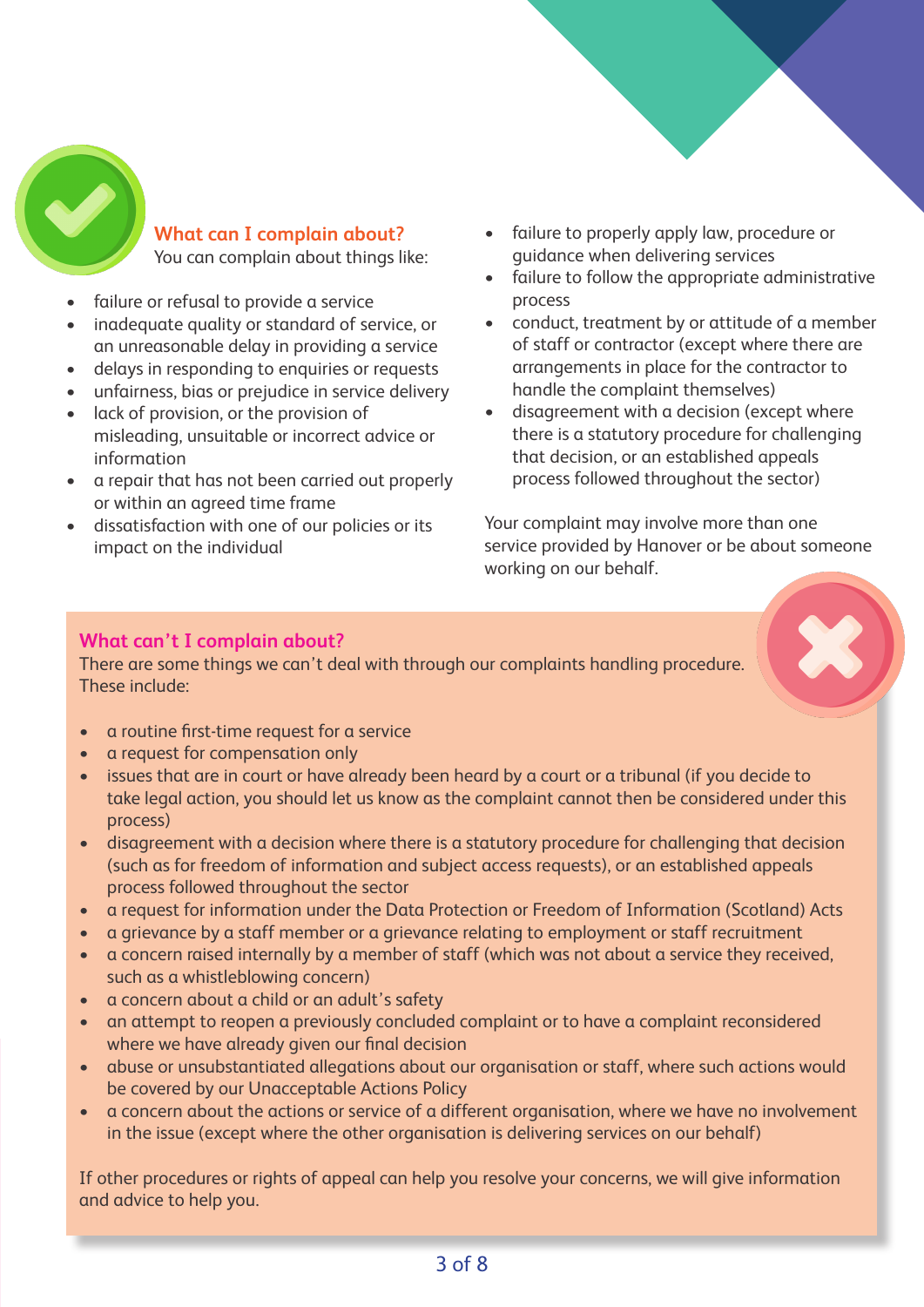## What can I complain about?

You can complain about things like:

- failure or refusal to provide a service
- inadequate quality or standard of service, or an unreasonable delay in providing a service
- delays in responding to enquiries or requests
- unfairness, bias or prejudice in service delivery
- lack of provision, or the provision of misleading, unsuitable or incorrect advice or information
- a repair that has not been carried out properly or within an agreed time frame
- dissatisfaction with one of our policies or its impact on the individual
- failure to properly apply law, procedure or guidance when delivering services
- failure to follow the appropriate administrative process
- conduct, treatment by or attitude of a member of staff or contractor (except where there are arrangements in place for the contractor to handle the complaint themselves)
- disagreement with a decision (except where there is a statutory procedure for challenging that decision, or an established appeals process followed throughout the sector)

Your complaint may involve more than one service provided by Hanover or be about someone working on our behalf.

## What can't I complain about?

There are some things we can't deal with through our complaints handling procedure. These include:

- a routine first-time request for a service
- a request for compensation only
- issues that are in court or have already been heard by a court or a tribunal (if you decide to take legal action, you should let us know as the complaint cannot then be considered under this process)
- disagreement with a decision where there is a statutory procedure for challenging that decision (such as for freedom of information and subject access requests), or an established appeals process followed throughout the sector
- a request for information under the Data Protection or Freedom of Information (Scotland) Acts
- a grievance by a staff member or a grievance relating to employment or staff recruitment
- a concern raised internally by a member of staff (which was not about a service they received, such as a whistleblowing concern)
- a concern about a child or an adult's safety
- an attempt to reopen a previously concluded complaint or to have a complaint reconsidered where we have already given our final decision
- abuse or unsubstantiated allegations about our organisation or staff, where such actions would be covered by our Unacceptable Actions Policy
- a concern about the actions or service of a different organisation, where we have no involvement in the issue (except where the other organisation is delivering services on our behalf)

If other procedures or rights of appeal can help you resolve your concerns, we will give information and advice to help you.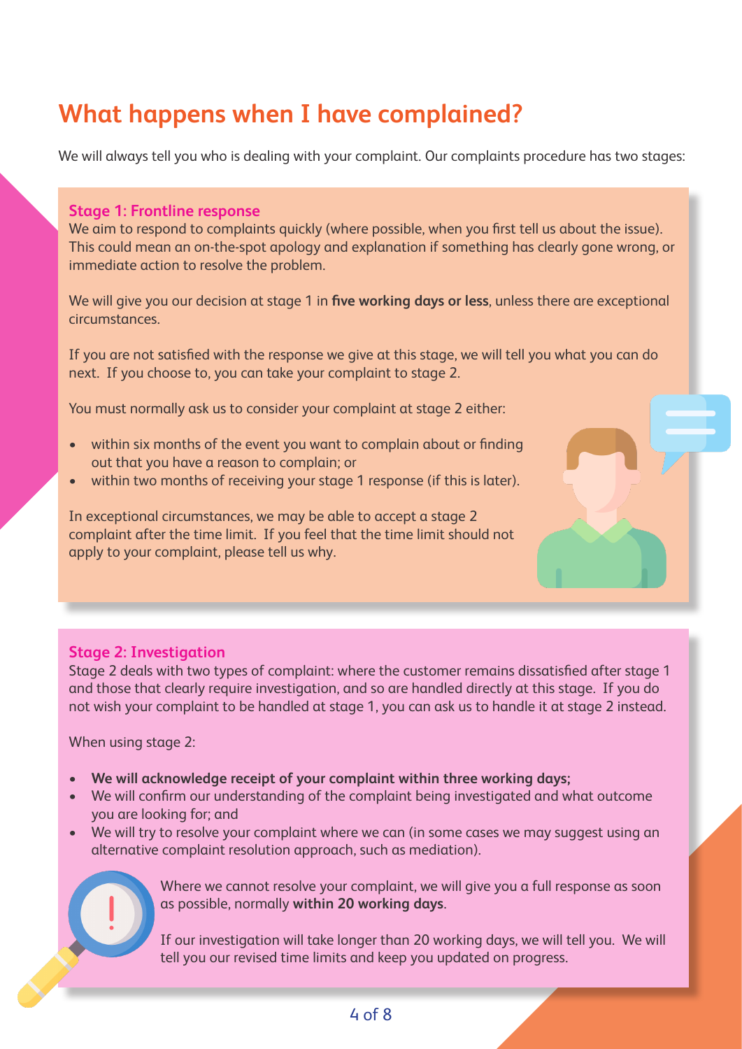# What happens when I have complained?

We will always tell you who is dealing with your complaint. Our complaints procedure has two stages:

## Stage 1: Frontline response

We aim to respond to complaints quickly (where possible, when you first tell us about the issue). This could mean an on-the-spot apology and explanation if something has clearly gone wrong, or immediate action to resolve the problem.

We will give you our decision at stage 1 in **five working days or less**, unless there are exceptional circumstances.

If you are not satisfied with the response we give at this stage, we will tell you what you can do next. If you choose to, you can take your complaint to stage 2.

You must normally ask us to consider your complaint at stage 2 either:

- within six months of the event you want to complain about or finding out that you have a reason to complain; or
- within two months of receiving your stage 1 response (if this is later).

In exceptional circumstances, we may be able to accept a stage 2 complaint after the time limit. If you feel that the time limit should not apply to your complaint, please tell us why.

## Stage 2: Investigation

Stage 2 deals with two types of complaint: where the customer remains dissatisfied after stage 1 and those that clearly require investigation, and so are handled directly at this stage. If you do not wish your complaint to be handled at stage 1, you can ask us to handle it at stage 2 instead.

When using stage 2:

- **We will acknowledge receipt of your complaint within three working days;**
- We will confirm our understanding of the complaint being investigated and what outcome you are looking for; and
- We will try to resolve your complaint where we can (in some cases we may suggest using an alternative complaint resolution approach, such as mediation).

Where we cannot resolve your complaint, we will give you a full response as soon as possible, normally **within 20 working days**.

If our investigation will take longer than 20 working days, we will tell you. We will tell you our revised time limits and keep you updated on progress.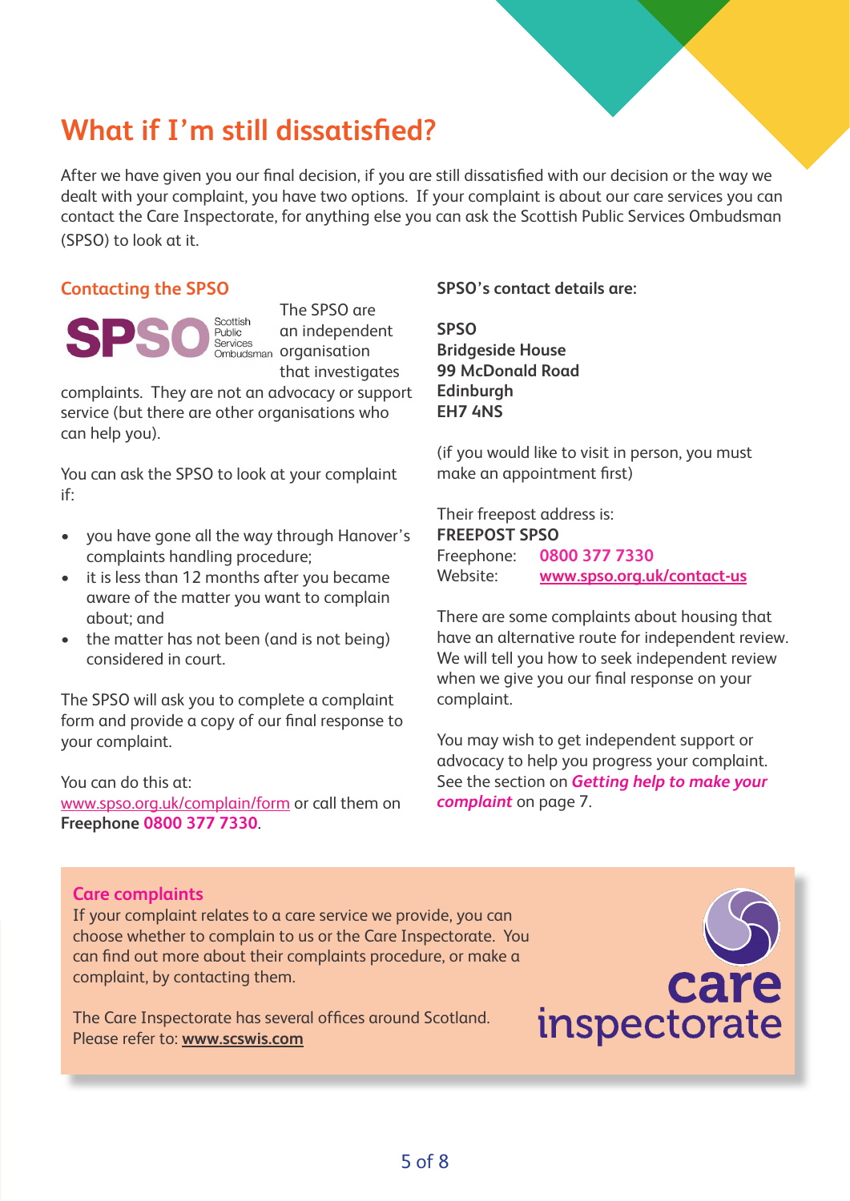# What if I'm still dissatisfied?

After we have given you our final decision, if you are still dissatisfied with our decision or the way we dealt with your complaint, you have two options. If your complaint is about our care services you can contact the Care Inspectorate, for anything else you can ask the Scottish Public Services Ombudsman (SPSO) to look at it.

## Contacting the SPSO

The SPSO are an independent organisation that investigates complaints. They are not an advocacy or support service (but there are other organisations who can help you).

You can ask the SPSO to look at your complaint if:

- you have gone all the way through Hanover's complaints handling procedure;
- it is less than 12 months after you became aware of the matter you want to complain about; and
- the matter has not been (and is not being) considered in court.

The SPSO will ask you to complete a complaint form and provide a copy of our final response to your complaint.

You can do this at: www.spso.org.uk/complain/form or call them on **Freephone 0800 377 7330**.

**SPSO's contact details are:**

**SPSO**
**Bridgeside House**
**99 McDonald Road**
**Edinburgh**
**EH7 4NS**

(if you would like to visit in person, you must make an appointment first)

Their freepost address is:
**FREEPOST SPSO**
Freephone: **0800 377 7330**
Website: **www.spso.org.uk/contact-us**

There are some complaints about housing that have an alternative route for independent review. We will tell you how to seek independent review when we give you our final response on your complaint.

You may wish to get independent support or advocacy to help you progress your complaint. See the section on ***Getting help to make your complaint*** on page 7.

## Care complaints

If your complaint relates to a care service we provide, you can choose whether to complain to us or the Care Inspectorate. You can find out more about their complaints procedure, or make a complaint, by contacting them.

The Care Inspectorate has several offices around Scotland. Please refer to: **www.scswis.com**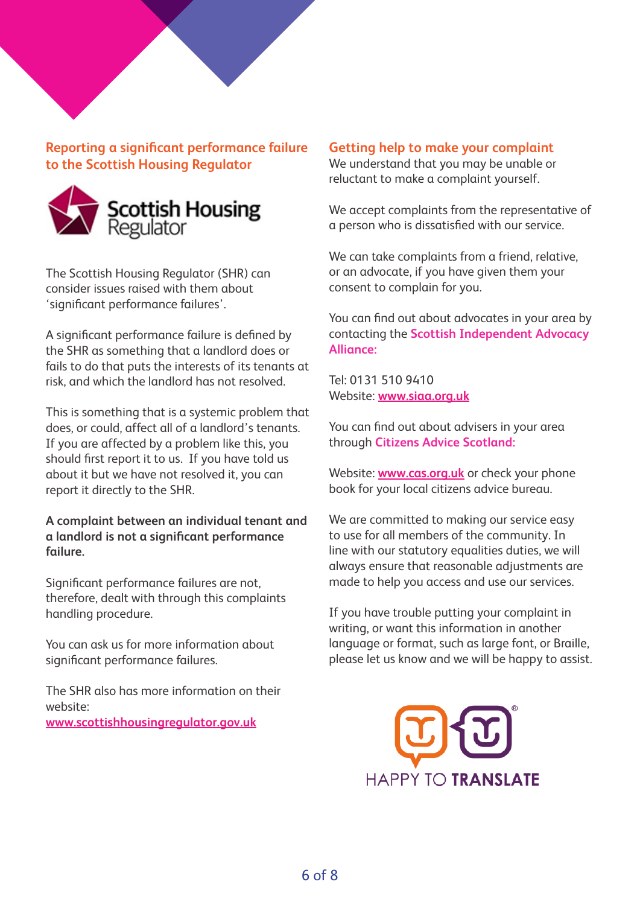## Reporting a significant performance failure to the Scottish Housing Regulator

The Scottish Housing Regulator (SHR) can consider issues raised with them about 'significant performance failures'.

A significant performance failure is defined by the SHR as something that a landlord does or fails to do that puts the interests of its tenants at risk, and which the landlord has not resolved.

This is something that is a systemic problem that does, or could, affect all of a landlord's tenants. If you are affected by a problem like this, you should first report it to us. If you have told us about it but we have not resolved it, you can report it directly to the SHR.

**A complaint between an individual tenant and a landlord is not a significant performance failure.**

Significant performance failures are not, therefore, dealt with through this complaints handling procedure.

You can ask us for more information about significant performance failures.

The SHR also has more information on their website:
www.scottishhousingregulator.gov.uk

## Getting help to make your complaint

We understand that you may be unable or reluctant to make a complaint yourself.

We accept complaints from the representative of a person who is dissatisfied with our service.

We can take complaints from a friend, relative, or an advocate, if you have given them your consent to complain for you.

You can find out about advocates in your area by contacting the **Scottish Independent Advocacy Alliance:**

Tel: 0131 510 9410
Website: www.siaa.org.uk

You can find out about advisers in your area through **Citizens Advice Scotland:**

Website: www.cas.org.uk or check your phone book for your local citizens advice bureau.

We are committed to making our service easy to use for all members of the community. In line with our statutory equalities duties, we will always ensure that reasonable adjustments are made to help you access and use our services.

If you have trouble putting your complaint in writing, or want this information in another language or format, such as large font, or Braille, please let us know and we will be happy to assist.

HAPPY TO **TRANSLATE**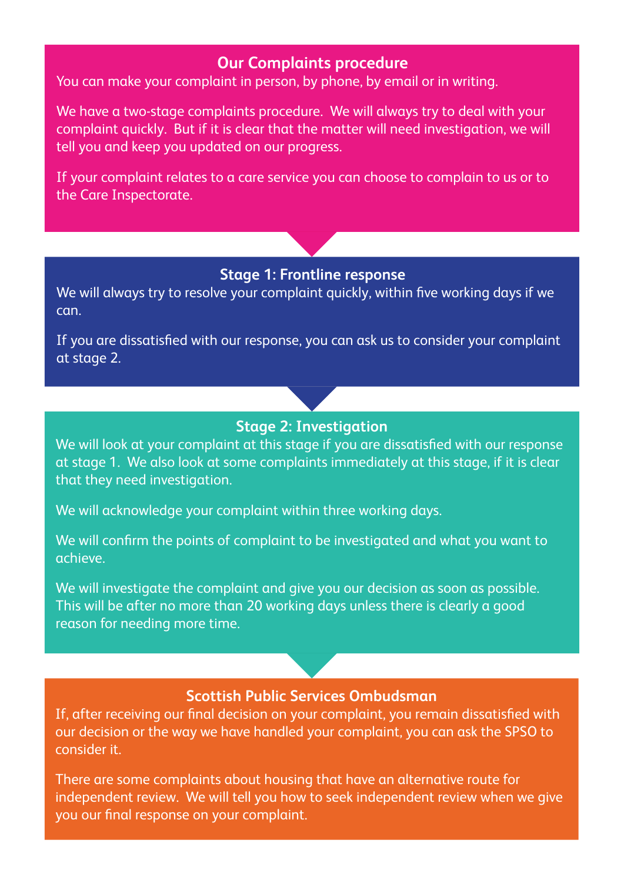## Our Complaints procedure

You can make your complaint in person, by phone, by email or in writing.

We have a two-stage complaints procedure. We will always try to deal with your complaint quickly. But if it is clear that the matter will need investigation, we will tell you and keep you updated on our progress.

If your complaint relates to a care service you can choose to complain to us or to the Care Inspectorate.

## Stage 1: Frontline response

We will always try to resolve your complaint quickly, within five working days if we can.

If you are dissatisfied with our response, you can ask us to consider your complaint at stage 2.

## Stage 2: Investigation

We will look at your complaint at this stage if you are dissatisfied with our response at stage 1. We also look at some complaints immediately at this stage, if it is clear that they need investigation.

We will acknowledge your complaint within three working days.

We will confirm the points of complaint to be investigated and what you want to achieve.

We will investigate the complaint and give you our decision as soon as possible. This will be after no more than 20 working days unless there is clearly a good reason for needing more time.

## Scottish Public Services Ombudsman

If, after receiving our final decision on your complaint, you remain dissatisfied with our decision or the way we have handled your complaint, you can ask the SPSO to consider it.

There are some complaints about housing that have an alternative route for independent review. We will tell you how to seek independent review when we give you our final response on your complaint.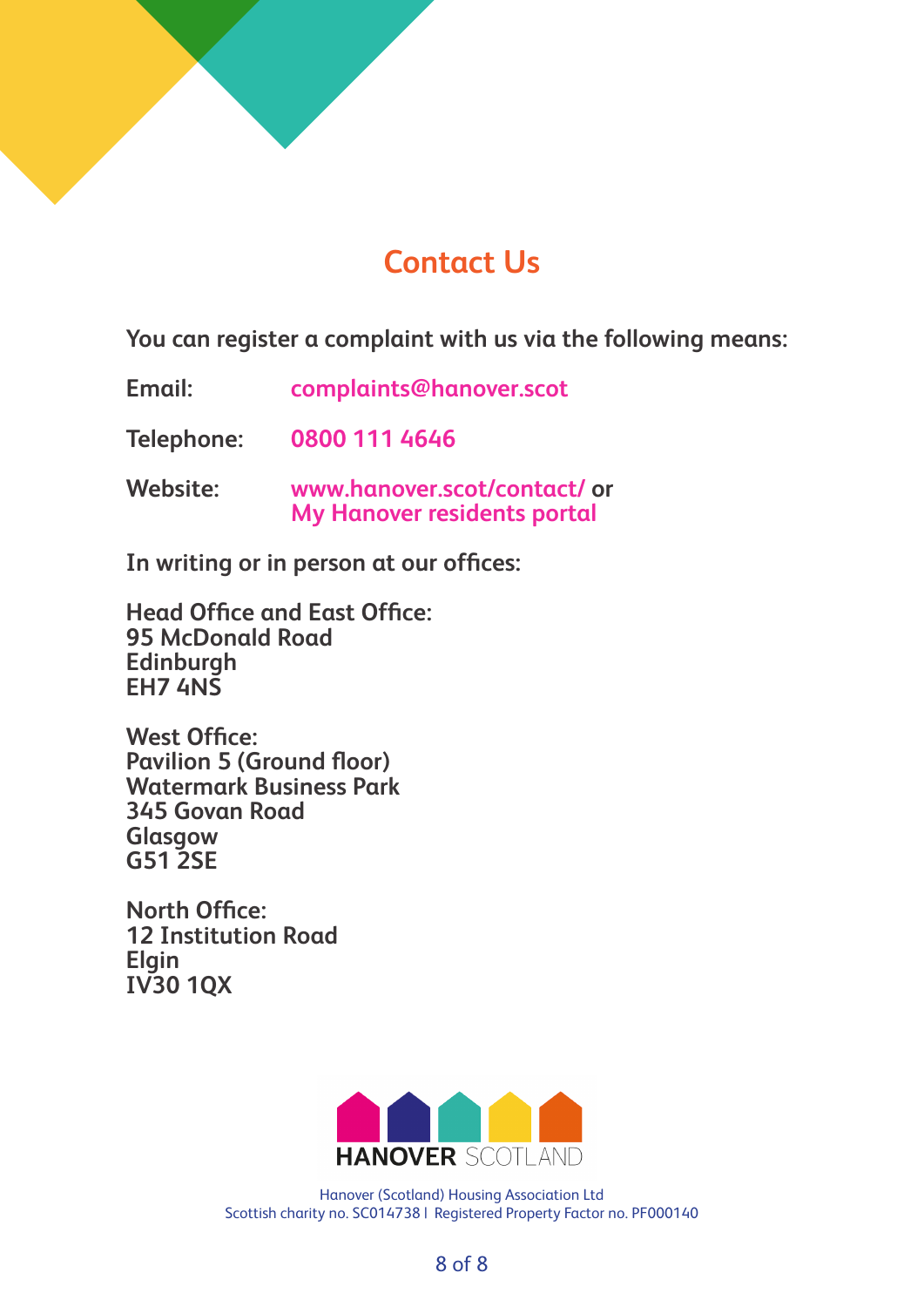# Contact Us

**You can register a complaint with us via the following means:**

**Email:** complaints@hanover.scot

**Telephone:** 0800 111 4646

**Website:** www.hanover.scot/contact/ or My Hanover residents portal

**In writing or in person at our offices:**

**Head Office and East Office:**
**95 McDonald Road**
**Edinburgh**
**EH7 4NS**

**West Office:**
**Pavilion 5 (Ground floor)**
**Watermark Business Park**
**345 Govan Road**
**Glasgow**
**G51 2SE**

**North Office:**
**12 Institution Road**
**Elgin**
**IV30 1QX**

HANOVER SCOTLAND

Hanover (Scotland) Housing Association Ltd
Scottish charity no. SC014738 | Registered Property Factor no. PF000140